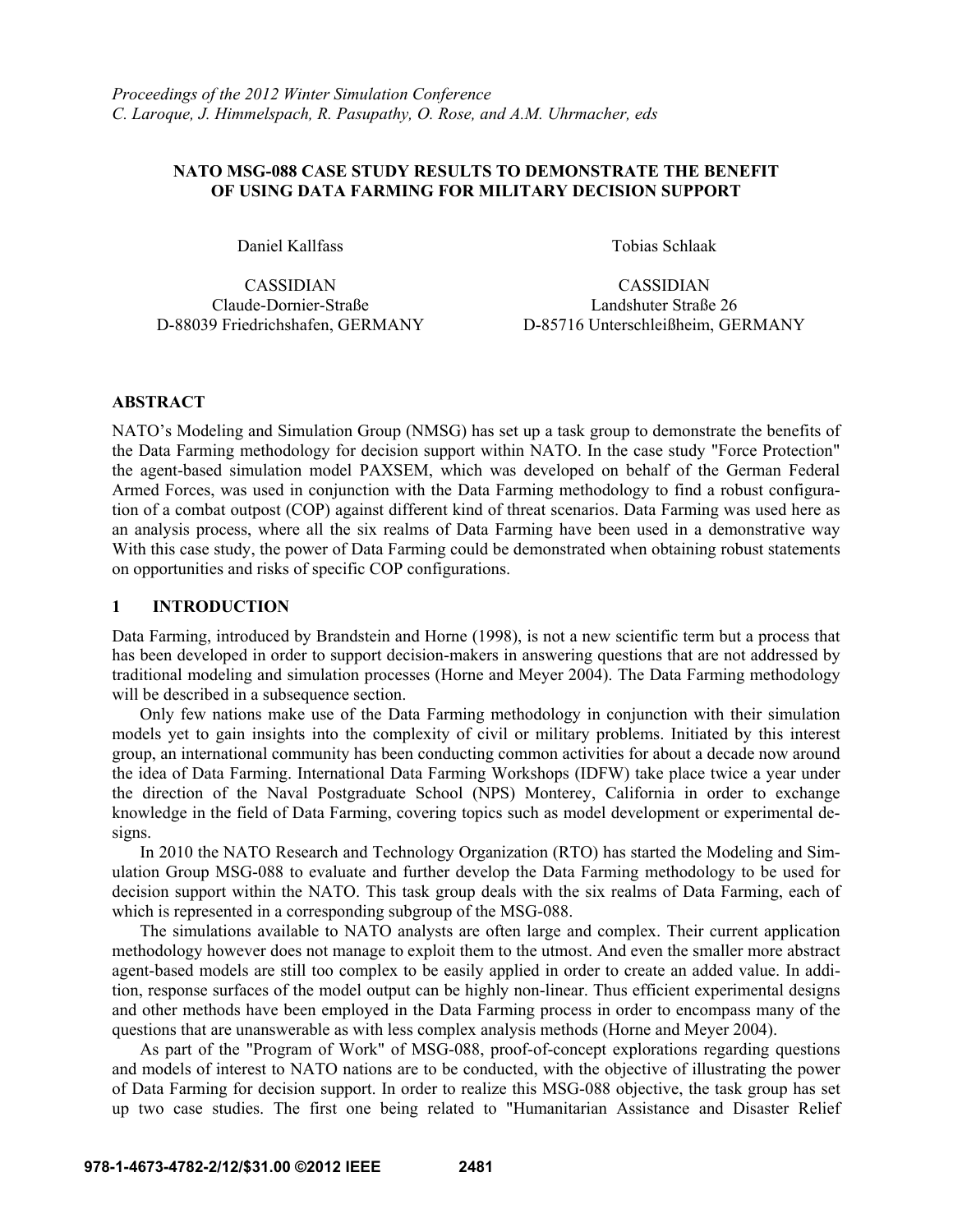*Proceedings of the 2012 Winter Simulation Conference*
*C. Laroque, J. Himmelspach, R. Pasupathy, O. Rose, and A.M. Uhrmacher, eds*

# NATO MSG-088 CASE STUDY RESULTS TO DEMONSTRATE THE BENEFIT OF USING DATA FARMING FOR MILITARY DECISION SUPPORT

Daniel Kallfass

CASSIDIAN
Claude-Dornier-Straße
D-88039 Friedrichshafen, GERMANY

Tobias Schlaak

CASSIDIAN
Landshuter Straße 26
D-85716 Unterschleißheim, GERMANY

## ABSTRACT

NATO's Modeling and Simulation Group (NMSG) has set up a task group to demonstrate the benefits of the Data Farming methodology for decision support within NATO. In the case study "Force Protection" the agent-based simulation model PAXSEM, which was developed on behalf of the German Federal Armed Forces, was used in conjunction with the Data Farming methodology to find a robust configuration of a combat outpost (COP) against different kind of threat scenarios. Data Farming was used here as an analysis process, where all the six realms of Data Farming have been used in a demonstrative way With this case study, the power of Data Farming could be demonstrated when obtaining robust statements on opportunities and risks of specific COP configurations.

## 1 INTRODUCTION

Data Farming, introduced by Brandstein and Horne (1998), is not a new scientific term but a process that has been developed in order to support decision-makers in answering questions that are not addressed by traditional modeling and simulation processes (Horne and Meyer 2004). The Data Farming methodology will be described in a subsequence section.

Only few nations make use of the Data Farming methodology in conjunction with their simulation models yet to gain insights into the complexity of civil or military problems. Initiated by this interest group, an international community has been conducting common activities for about a decade now around the idea of Data Farming. International Data Farming Workshops (IDFW) take place twice a year under the direction of the Naval Postgraduate School (NPS) Monterey, California in order to exchange knowledge in the field of Data Farming, covering topics such as model development or experimental designs.

In 2010 the NATO Research and Technology Organization (RTO) has started the Modeling and Simulation Group MSG-088 to evaluate and further develop the Data Farming methodology to be used for decision support within the NATO. This task group deals with the six realms of Data Farming, each of which is represented in a corresponding subgroup of the MSG-088.

The simulations available to NATO analysts are often large and complex. Their current application methodology however does not manage to exploit them to the utmost. And even the smaller more abstract agent-based models are still too complex to be easily applied in order to create an added value. In addition, response surfaces of the model output can be highly non-linear. Thus efficient experimental designs and other methods have been employed in the Data Farming process in order to encompass many of the questions that are unanswerable as with less complex analysis methods (Horne and Meyer 2004).

As part of the "Program of Work" of MSG-088, proof-of-concept explorations regarding questions and models of interest to NATO nations are to be conducted, with the objective of illustrating the power of Data Farming for decision support. In order to realize this MSG-088 objective, the task group has set up two case studies. The first one being related to "Humanitarian Assistance and Disaster Relief

978-1-4673-4782-2/12/$31.00 ©2012 IEEE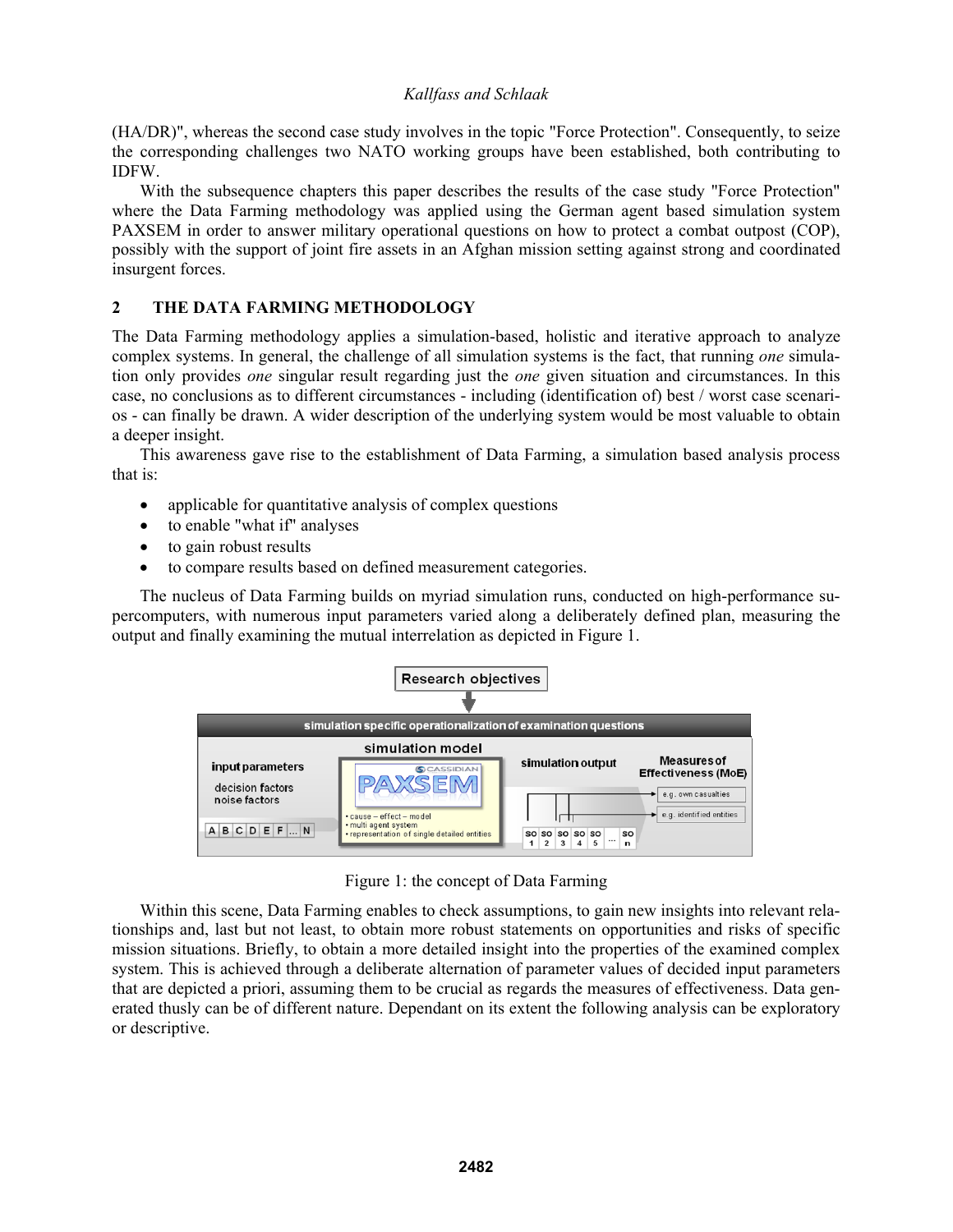(HA/DR)", whereas the second case study involves in the topic "Force Protection". Consequently, to seize the corresponding challenges two NATO working groups have been established, both contributing to IDFW.

With the subsequence chapters this paper describes the results of the case study "Force Protection" where the Data Farming methodology was applied using the German agent based simulation system PAXSEM in order to answer military operational questions on how to protect a combat outpost (COP), possibly with the support of joint fire assets in an Afghan mission setting against strong and coordinated insurgent forces.

## 2 THE DATA FARMING METHODOLOGY

The Data Farming methodology applies a simulation-based, holistic and iterative approach to analyze complex systems. In general, the challenge of all simulation systems is the fact, that running *one* simulation only provides *one* singular result regarding just the *one* given situation and circumstances. In this case, no conclusions as to different circumstances - including (identification of) best / worst case scenarios - can finally be drawn. A wider description of the underlying system would be most valuable to obtain a deeper insight.

This awareness gave rise to the establishment of Data Farming, a simulation based analysis process that is:

- applicable for quantitative analysis of complex questions
- to enable "what if" analyses
- to gain robust results
- to compare results based on defined measurement categories.

The nucleus of Data Farming builds on myriad simulation runs, conducted on high-performance supercomputers, with numerous input parameters varied along a deliberately defined plan, measuring the output and finally examining the mutual interrelation as depicted in Figure 1.

Figure 1: the concept of Data Farming

Within this scene, Data Farming enables to check assumptions, to gain new insights into relevant relationships and, last but not least, to obtain more robust statements on opportunities and risks of specific mission situations. Briefly, to obtain a more detailed insight into the properties of the examined complex system. This is achieved through a deliberate alternation of parameter values of decided input parameters that are depicted a priori, assuming them to be crucial as regards the measures of effectiveness. Data generated thusly can be of different nature. Dependant on its extent the following analysis can be exploratory or descriptive.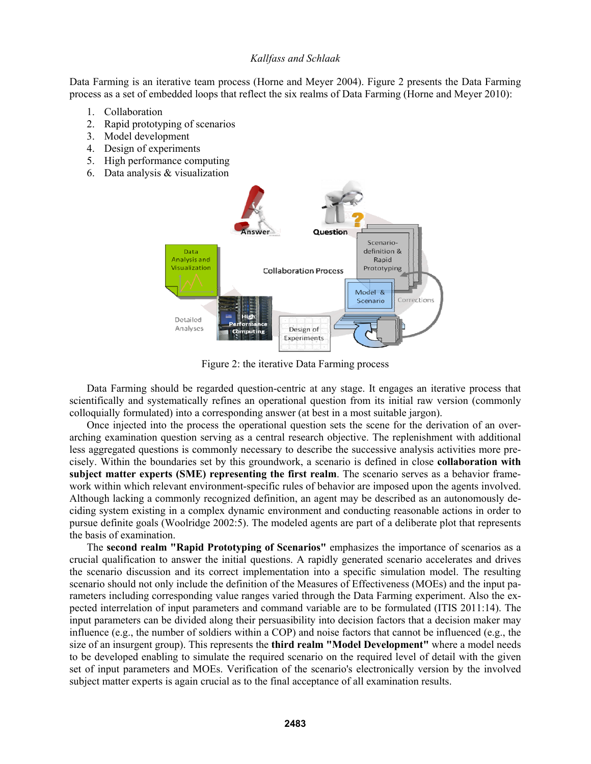Data Farming is an iterative team process (Horne and Meyer 2004). Figure 2 presents the Data Farming process as a set of embedded loops that reflect the six realms of Data Farming (Horne and Meyer 2010):

1. Collaboration
2. Rapid prototyping of scenarios
3. Model development
4. Design of experiments
5. High performance computing
6. Data analysis & visualization

Figure 2: the iterative Data Farming process

Data Farming should be regarded question-centric at any stage. It engages an iterative process that scientifically and systematically refines an operational question from its initial raw version (commonly colloquially formulated) into a corresponding answer (at best in a most suitable jargon).

Once injected into the process the operational question sets the scene for the derivation of an over-arching examination question serving as a central research objective. The replenishment with additional less aggregated questions is commonly necessary to describe the successive analysis activities more precisely. Within the boundaries set by this groundwork, a scenario is defined in close **collaboration with subject matter experts (SME) representing the first realm**. The scenario serves as a behavior framework within which relevant environment-specific rules of behavior are imposed upon the agents involved. Although lacking a commonly recognized definition, an agent may be described as an autonomously deciding system existing in a complex dynamic environment and conducting reasonable actions in order to pursue definite goals (Woolridge 2002:5). The modeled agents are part of a deliberate plot that represents the basis of examination.

The **second realm "Rapid Prototyping of Scenarios"** emphasizes the importance of scenarios as a crucial qualification to answer the initial questions. A rapidly generated scenario accelerates and drives the scenario discussion and its correct implementation into a specific simulation model. The resulting scenario should not only include the definition of the Measures of Effectiveness (MOEs) and the input parameters including corresponding value ranges varied through the Data Farming experiment. Also the expected interrelation of input parameters and command variable are to be formulated (ITIS 2011:14). The input parameters can be divided along their persuasibility into decision factors that a decision maker may influence (e.g., the number of soldiers within a COP) and noise factors that cannot be influenced (e.g., the size of an insurgent group). This represents the **third realm "Model Development"** where a model needs to be developed enabling to simulate the required scenario on the required level of detail with the given set of input parameters and MOEs. Verification of the scenario's electronically version by the involved subject matter experts is again crucial as to the final acceptance of all examination results.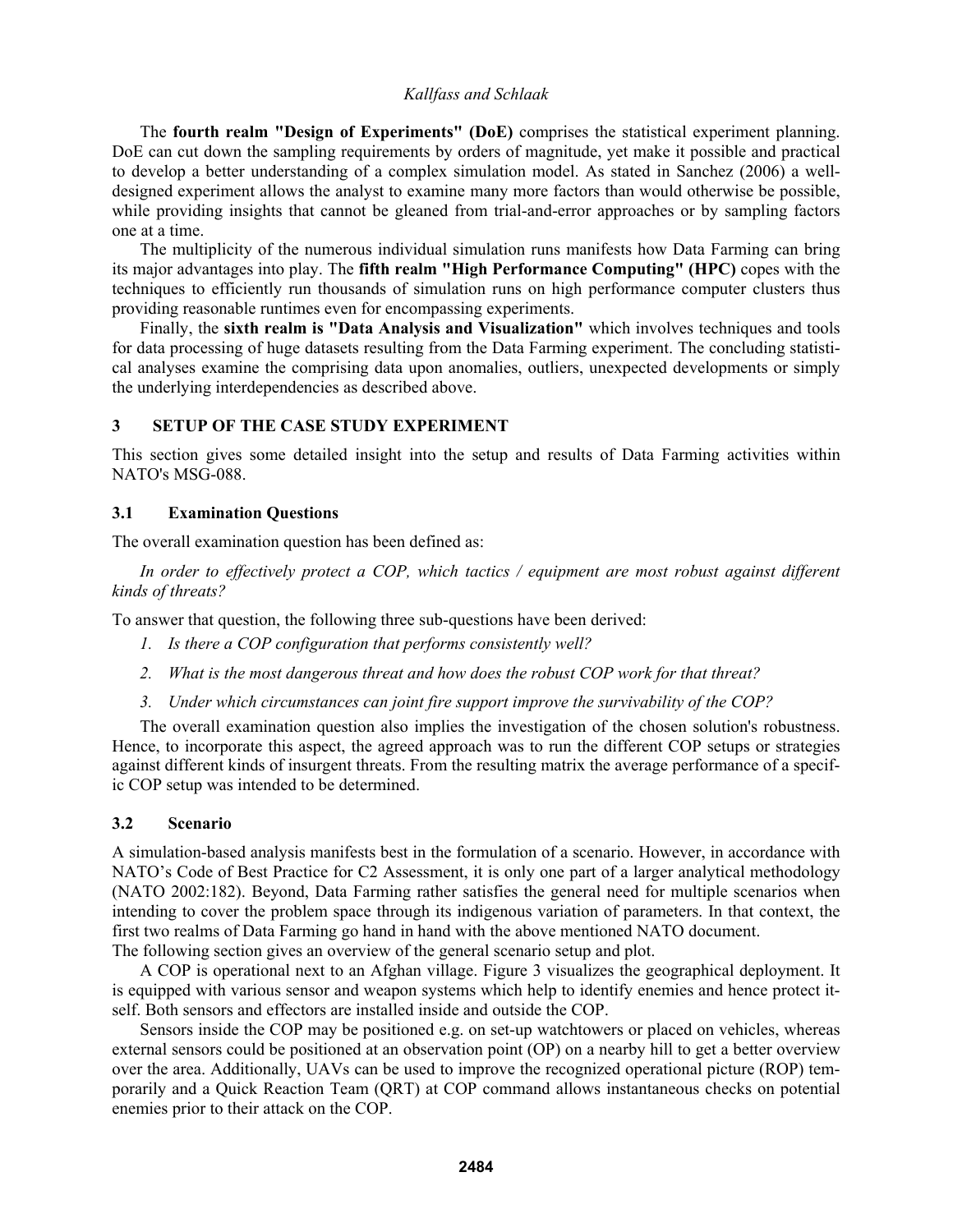The **fourth realm "Design of Experiments" (DoE)** comprises the statistical experiment planning. DoE can cut down the sampling requirements by orders of magnitude, yet make it possible and practical to develop a better understanding of a complex simulation model. As stated in Sanchez (2006) a well-designed experiment allows the analyst to examine many more factors than would otherwise be possible, while providing insights that cannot be gleaned from trial-and-error approaches or by sampling factors one at a time.

The multiplicity of the numerous individual simulation runs manifests how Data Farming can bring its major advantages into play. The **fifth realm "High Performance Computing" (HPC)** copes with the techniques to efficiently run thousands of simulation runs on high performance computer clusters thus providing reasonable runtimes even for encompassing experiments.

Finally, the **sixth realm is "Data Analysis and Visualization"** which involves techniques and tools for data processing of huge datasets resulting from the Data Farming experiment. The concluding statistical analyses examine the comprising data upon anomalies, outliers, unexpected developments or simply the underlying interdependencies as described above.

## 3 SETUP OF THE CASE STUDY EXPERIMENT

This section gives some detailed insight into the setup and results of Data Farming activities within NATO's MSG-088.

### 3.1 Examination Questions

The overall examination question has been defined as:

*In order to effectively protect a COP, which tactics / equipment are most robust against different kinds of threats?*

To answer that question, the following three sub-questions have been derived:

1. *Is there a COP configuration that performs consistently well?*
2. *What is the most dangerous threat and how does the robust COP work for that threat?*
3. *Under which circumstances can joint fire support improve the survivability of the COP?*

The overall examination question also implies the investigation of the chosen solution's robustness. Hence, to incorporate this aspect, the agreed approach was to run the different COP setups or strategies against different kinds of insurgent threats. From the resulting matrix the average performance of a specific COP setup was intended to be determined.

### 3.2 Scenario

A simulation-based analysis manifests best in the formulation of a scenario. However, in accordance with NATO's Code of Best Practice for C2 Assessment, it is only one part of a larger analytical methodology (NATO 2002:182). Beyond, Data Farming rather satisfies the general need for multiple scenarios when intending to cover the problem space through its indigenous variation of parameters. In that context, the first two realms of Data Farming go hand in hand with the above mentioned NATO document.

The following section gives an overview of the general scenario setup and plot.

A COP is operational next to an Afghan village. Figure 3 visualizes the geographical deployment. It is equipped with various sensor and weapon systems which help to identify enemies and hence protect itself. Both sensors and effectors are installed inside and outside the COP.

Sensors inside the COP may be positioned e.g. on set-up watchtowers or placed on vehicles, whereas external sensors could be positioned at an observation point (OP) on a nearby hill to get a better overview over the area. Additionally, UAVs can be used to improve the recognized operational picture (ROP) temporarily and a Quick Reaction Team (QRT) at COP command allows instantaneous checks on potential enemies prior to their attack on the COP.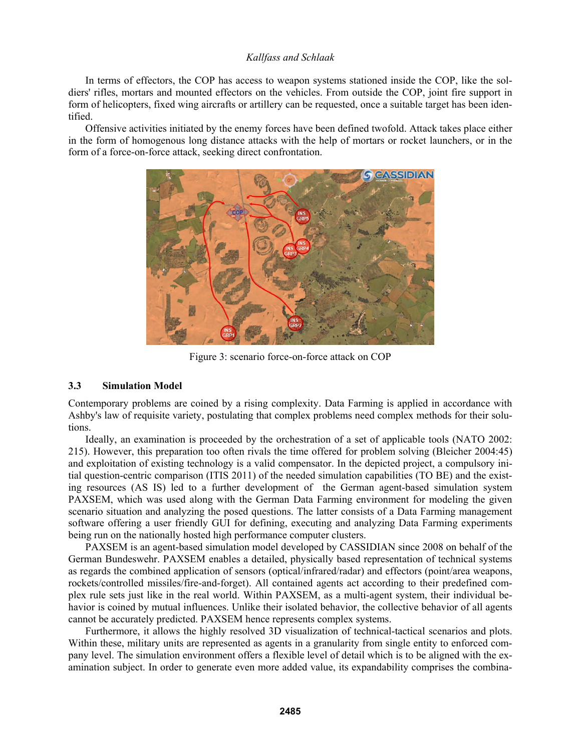In terms of effectors, the COP has access to weapon systems stationed inside the COP, like the soldiers' rifles, mortars and mounted effectors on the vehicles. From outside the COP, joint fire support in form of helicopters, fixed wing aircrafts or artillery can be requested, once a suitable target has been identified.

Offensive activities initiated by the enemy forces have been defined twofold. Attack takes place either in the form of homogenous long distance attacks with the help of mortars or rocket launchers, or in the form of a force-on-force attack, seeking direct confrontation.

Figure 3: scenario force-on-force attack on COP

### 3.3 Simulation Model

Contemporary problems are coined by a rising complexity. Data Farming is applied in accordance with Ashby's law of requisite variety, postulating that complex problems need complex methods for their solutions.

Ideally, an examination is proceeded by the orchestration of a set of applicable tools (NATO 2002: 215). However, this preparation too often rivals the time offered for problem solving (Bleicher 2004:45) and exploitation of existing technology is a valid compensator. In the depicted project, a compulsory initial question-centric comparison (ITIS 2011) of the needed simulation capabilities (TO BE) and the existing resources (AS IS) led to a further development of the German agent-based simulation system PAXSEM, which was used along with the German Data Farming environment for modeling the given scenario situation and analyzing the posed questions. The latter consists of a Data Farming management software offering a user friendly GUI for defining, executing and analyzing Data Farming experiments being run on the nationally hosted high performance computer clusters.

PAXSEM is an agent-based simulation model developed by CASSIDIAN since 2008 on behalf of the German Bundeswehr. PAXSEM enables a detailed, physically based representation of technical systems as regards the combined application of sensors (optical/infrared/radar) and effectors (point/area weapons, rockets/controlled missiles/fire-and-forget). All contained agents act according to their predefined complex rule sets just like in the real world. Within PAXSEM, as a multi-agent system, their individual behavior is coined by mutual influences. Unlike their isolated behavior, the collective behavior of all agents cannot be accurately predicted. PAXSEM hence represents complex systems.

Furthermore, it allows the highly resolved 3D visualization of technical-tactical scenarios and plots. Within these, military units are represented as agents in a granularity from single entity to enforced company level. The simulation environment offers a flexible level of detail which is to be aligned with the examination subject. In order to generate even more added value, its expandability comprises the combina-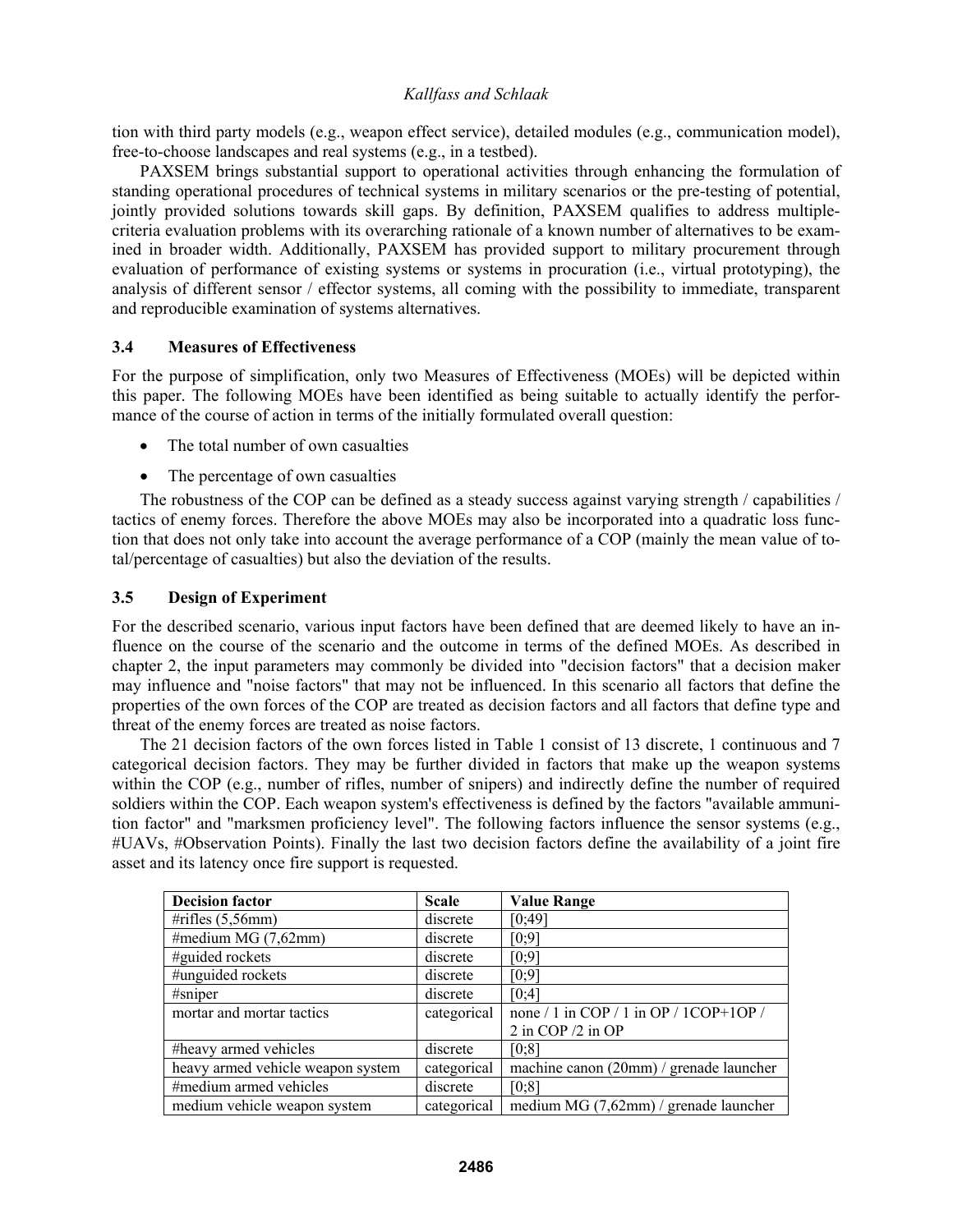tion with third party models (e.g., weapon effect service), detailed modules (e.g., communication model), free-to-choose landscapes and real systems (e.g., in a testbed).

PAXSEM brings substantial support to operational activities through enhancing the formulation of standing operational procedures of technical systems in military scenarios or the pre-testing of potential, jointly provided solutions towards skill gaps. By definition, PAXSEM qualifies to address multiple-criteria evaluation problems with its overarching rationale of a known number of alternatives to be examined in broader width. Additionally, PAXSEM has provided support to military procurement through evaluation of performance of existing systems or systems in procuration (i.e., virtual prototyping), the analysis of different sensor / effector systems, all coming with the possibility to immediate, transparent and reproducible examination of systems alternatives.

### 3.4 Measures of Effectiveness

For the purpose of simplification, only two Measures of Effectiveness (MOEs) will be depicted within this paper. The following MOEs have been identified as being suitable to actually identify the performance of the course of action in terms of the initially formulated overall question:

- The total number of own casualties
- The percentage of own casualties

The robustness of the COP can be defined as a steady success against varying strength / capabilities / tactics of enemy forces. Therefore the above MOEs may also be incorporated into a quadratic loss function that does not only take into account the average performance of a COP (mainly the mean value of total/percentage of casualties) but also the deviation of the results.

### 3.5 Design of Experiment

For the described scenario, various input factors have been defined that are deemed likely to have an influence on the course of the scenario and the outcome in terms of the defined MOEs. As described in chapter 2, the input parameters may commonly be divided into "decision factors" that a decision maker may influence and "noise factors" that may not be influenced. In this scenario all factors that define the properties of the own forces of the COP are treated as decision factors and all factors that define type and threat of the enemy forces are treated as noise factors.

The 21 decision factors of the own forces listed in Table 1 consist of 13 discrete, 1 continuous and 7 categorical decision factors. They may be further divided in factors that make up the weapon systems within the COP (e.g., number of rifles, number of snipers) and indirectly define the number of required soldiers within the COP. Each weapon system's effectiveness is defined by the factors "available ammunition factor" and "marksmen proficiency level". The following factors influence the sensor systems (e.g., #UAVs, #Observation Points). Finally the last two decision factors define the availability of a joint fire asset and its latency once fire support is requested.

| Decision factor | Scale | Value Range |
|---|---|---|
| #rifles (5,56mm) | discrete | [0;49] |
| #medium MG (7,62mm) | discrete | [0;9] |
| #guided rockets | discrete | [0;9] |
| #unguided rockets | discrete | [0;9] |
| #sniper | discrete | [0;4] |
| mortar and mortar tactics | categorical | none / 1 in COP / 1 in OP / 1COP+1OP / 2 in COP /2 in OP |
| #heavy armed vehicles | discrete | [0;8] |
| heavy armed vehicle weapon system | categorical | machine canon (20mm) / grenade launcher |
| #medium armed vehicles | discrete | [0;8] |
| medium vehicle weapon system | categorical | medium MG (7,62mm) / grenade launcher |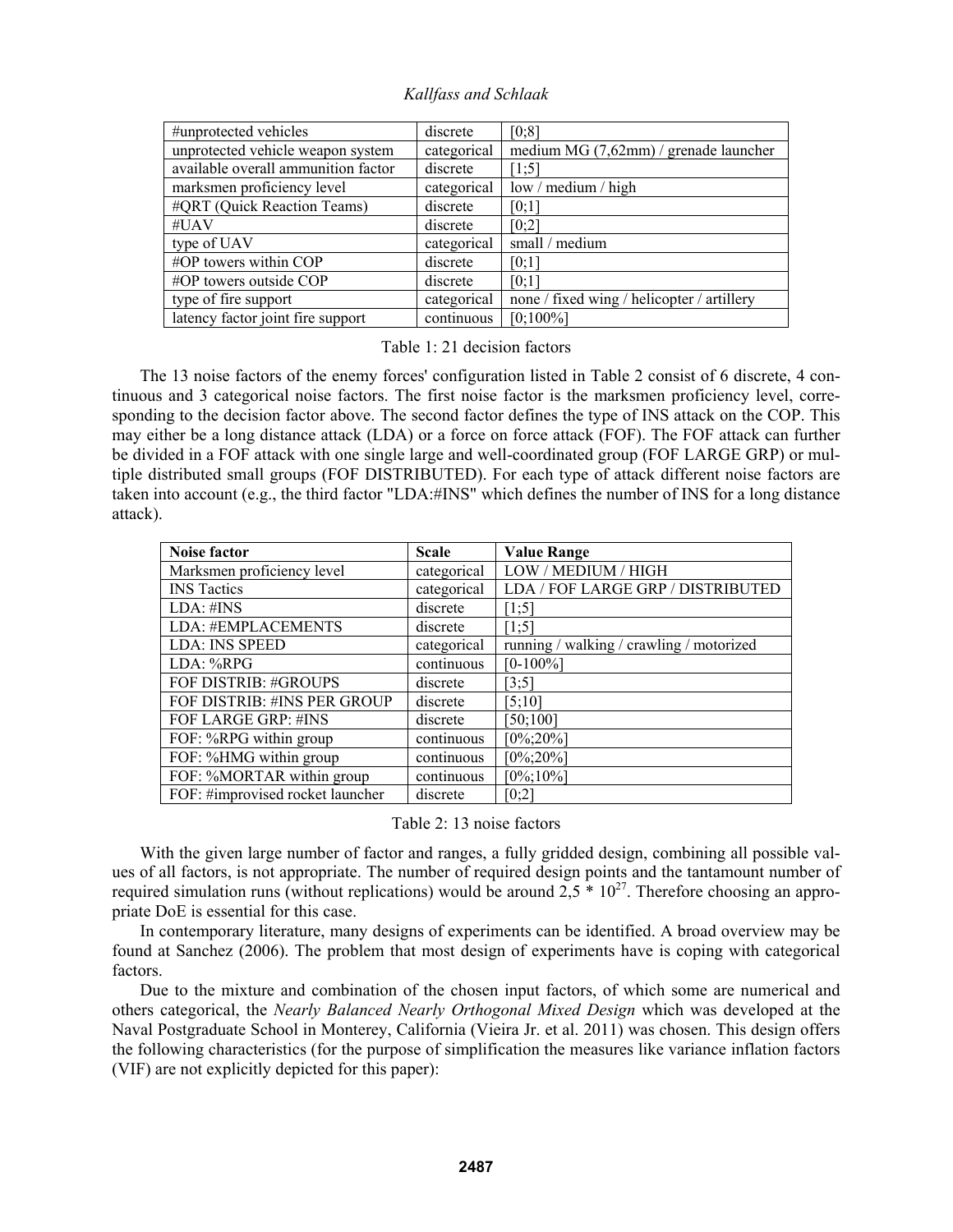| #unprotected vehicles | discrete | [0;8] |
| --- | --- | --- |
| unprotected vehicle weapon system | categorical | medium MG (7,62mm) / grenade launcher |
| available overall ammunition factor | discrete | [1;5] |
| marksmen proficiency level | categorical | low / medium / high |
| #QRT (Quick Reaction Teams) | discrete | [0;1] |
| #UAV | discrete | [0;2] |
| type of UAV | categorical | small / medium |
| #OP towers within COP | discrete | [0;1] |
| #OP towers outside COP | discrete | [0;1] |
| type of fire support | categorical | none / fixed wing / helicopter / artillery |
| latency factor joint fire support | continuous | [0;100%] |

Table 1: 21 decision factors

The 13 noise factors of the enemy forces' configuration listed in Table 2 consist of 6 discrete, 4 continuous and 3 categorical noise factors. The first noise factor is the marksmen proficiency level, corresponding to the decision factor above. The second factor defines the type of INS attack on the COP. This may either be a long distance attack (LDA) or a force on force attack (FOF). The FOF attack can further be divided in a FOF attack with one single large and well-coordinated group (FOF LARGE GRP) or multiple distributed small groups (FOF DISTRIBUTED). For each type of attack different noise factors are taken into account (e.g., the third factor "LDA:#INS" which defines the number of INS for a long distance attack).

| **Noise factor** | **Scale** | **Value Range** |
| --- | --- | --- |
| Marksmen proficiency level | categorical | LOW / MEDIUM / HIGH |
| INS Tactics | categorical | LDA / FOF LARGE GRP / DISTRIBUTED |
| LDA: #INS | discrete | [1;5] |
| LDA: #EMPLACEMENTS | discrete | [1;5] |
| LDA: INS SPEED | categorical | running / walking / crawling / motorized |
| LDA: %RPG | continuous | [0-100%] |
| FOF DISTRIB: #GROUPS | discrete | [3;5] |
| FOF DISTRIB: #INS PER GROUP | discrete | [5;10] |
| FOF LARGE GRP: #INS | discrete | [50;100] |
| FOF: %RPG within group | continuous | [0%;20%] |
| FOF: %HMG within group | continuous | [0%;20%] |
| FOF: %MORTAR within group | continuous | [0%;10%] |
| FOF: #improvised rocket launcher | discrete | [0;2] |

Table 2: 13 noise factors

With the given large number of factor and ranges, a fully gridded design, combining all possible values of all factors, is not appropriate. The number of required design points and the tantamount number of required simulation runs (without replications) would be around $2,5 * 10^{27}$. Therefore choosing an appropriate DoE is essential for this case.

In contemporary literature, many designs of experiments can be identified. A broad overview may be found at Sanchez (2006). The problem that most design of experiments have is coping with categorical factors.

Due to the mixture and combination of the chosen input factors, of which some are numerical and others categorical, the *Nearly Balanced Nearly Orthogonal Mixed Design* which was developed at the Naval Postgraduate School in Monterey, California (Vieira Jr. et al. 2011) was chosen. This design offers the following characteristics (for the purpose of simplification the measures like variance inflation factors (VIF) are not explicitly depicted for this paper):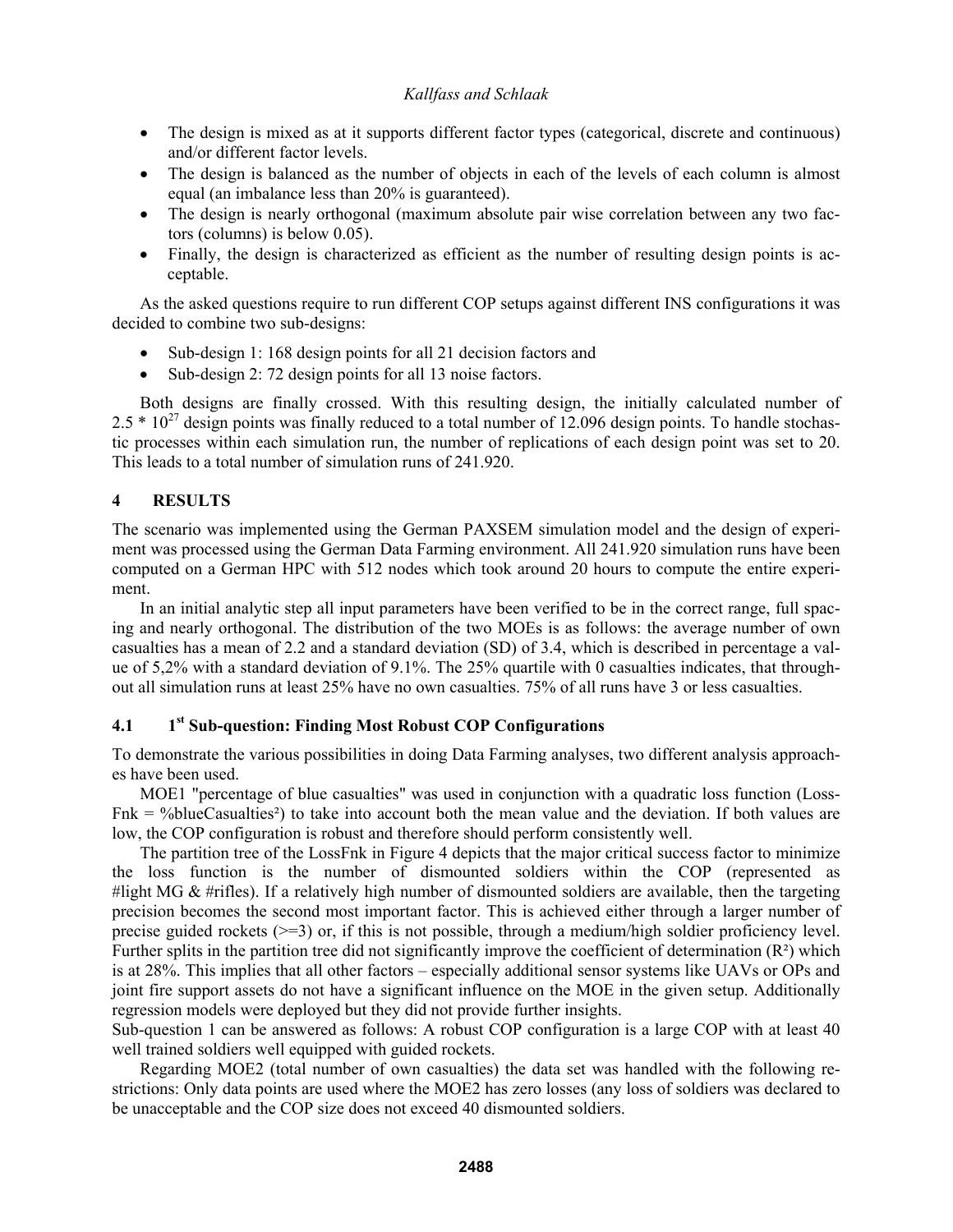- The design is mixed as at it supports different factor types (categorical, discrete and continuous) and/or different factor levels.
- The design is balanced as the number of objects in each of the levels of each column is almost equal (an imbalance less than 20% is guaranteed).
- The design is nearly orthogonal (maximum absolute pair wise correlation between any two factors (columns) is below 0.05).
- Finally, the design is characterized as efficient as the number of resulting design points is acceptable.

As the asked questions require to run different COP setups against different INS configurations it was decided to combine two sub-designs:

- Sub-design 1: 168 design points for all 21 decision factors and
- Sub-design 2: 72 design points for all 13 noise factors.

Both designs are finally crossed. With this resulting design, the initially calculated number of $2.5 * 10^{27}$ design points was finally reduced to a total number of 12.096 design points. To handle stochastic processes within each simulation run, the number of replications of each design point was set to 20. This leads to a total number of simulation runs of 241.920.

## 4 RESULTS

The scenario was implemented using the German PAXSEM simulation model and the design of experiment was processed using the German Data Farming environment. All 241.920 simulation runs have been computed on a German HPC with 512 nodes which took around 20 hours to compute the entire experiment.

In an initial analytic step all input parameters have been verified to be in the correct range, full spacing and nearly orthogonal. The distribution of the two MOEs is as follows: the average number of own casualties has a mean of 2.2 and a standard deviation (SD) of 3.4, which is described in percentage a value of 5,2% with a standard deviation of 9.1%. The 25% quartile with 0 casualties indicates, that throughout all simulation runs at least 25% have no own casualties. 75% of all runs have 3 or less casualties.

### 4.1 1st Sub-question: Finding Most Robust COP Configurations

To demonstrate the various possibilities in doing Data Farming analyses, two different analysis approaches have been used.

MOE1 "percentage of blue casualties" was used in conjunction with a quadratic loss function (LossFnk = %blueCasualties²) to take into account both the mean value and the deviation. If both values are low, the COP configuration is robust and therefore should perform consistently well.

The partition tree of the LossFnk in Figure 4 depicts that the major critical success factor to minimize the loss function is the number of dismounted soldiers within the COP (represented as #light MG & #rifles). If a relatively high number of dismounted soldiers are available, then the targeting precision becomes the second most important factor. This is achieved either through a larger number of precise guided rockets (>=3) or, if this is not possible, through a medium/high soldier proficiency level. Further splits in the partition tree did not significantly improve the coefficient of determination ($R^2$) which is at 28%. This implies that all other factors – especially additional sensor systems like UAVs or OPs and joint fire support assets do not have a significant influence on the MOE in the given setup. Additionally regression models were deployed but they did not provide further insights.

Sub-question 1 can be answered as follows: A robust COP configuration is a large COP with at least 40 well trained soldiers well equipped with guided rockets.

Regarding MOE2 (total number of own casualties) the data set was handled with the following restrictions: Only data points are used where the MOE2 has zero losses (any loss of soldiers was declared to be unacceptable and the COP size does not exceed 40 dismounted soldiers.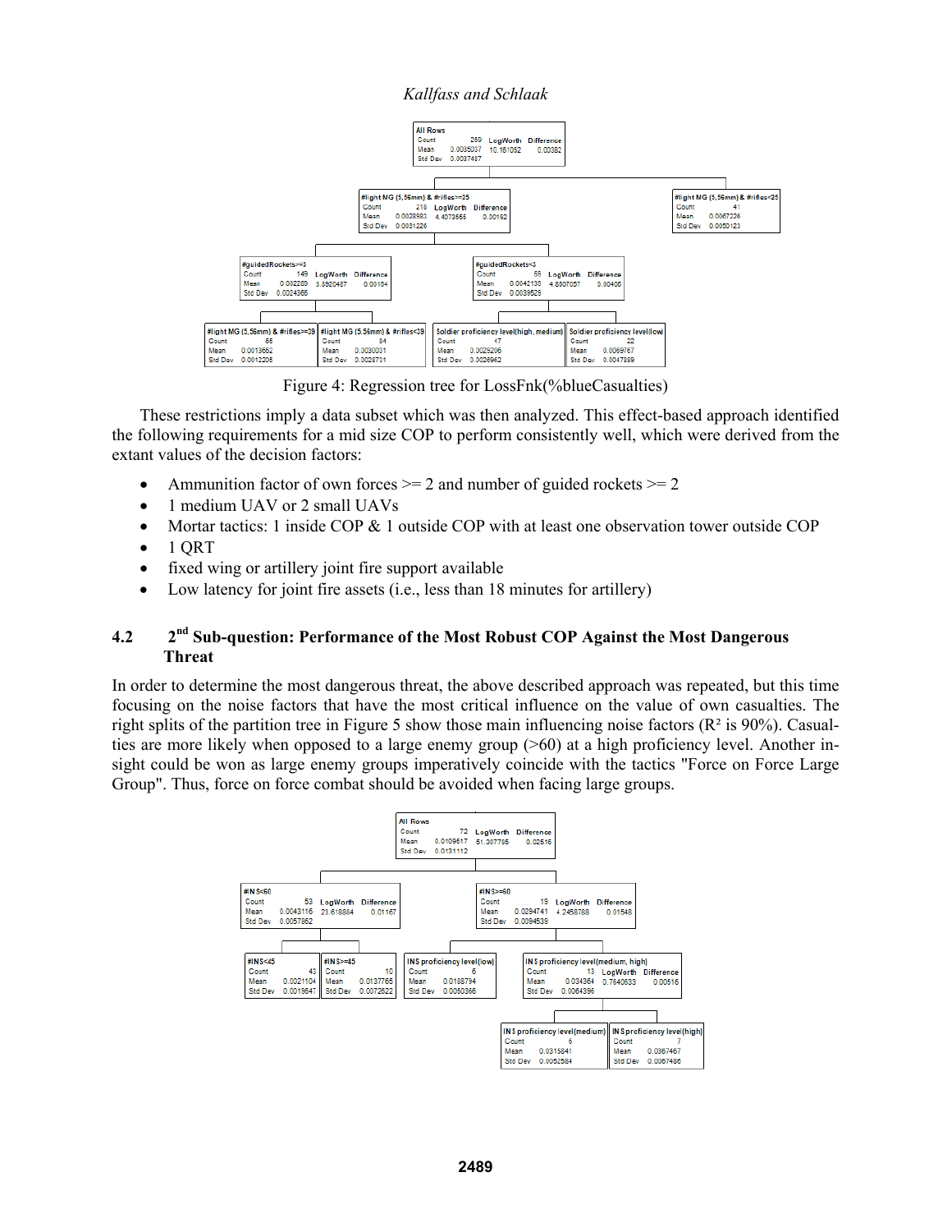Figure 4: Regression tree for LossFnk(%blueCasualties)

These restrictions imply a data subset which was then analyzed. This effect-based approach identified the following requirements for a mid size COP to perform consistently well, which were derived from the extant values of the decision factors:

- Ammunition factor of own forces >= 2 and number of guided rockets >= 2
- 1 medium UAV or 2 small UAVs
- Mortar tactics: 1 inside COP & 1 outside COP with at least one observation tower outside COP
- 1 QRT
- fixed wing or artillery joint fire support available
- Low latency for joint fire assets (i.e., less than 18 minutes for artillery)

## 4.2 2[nd] Sub-question: Performance of the Most Robust COP Against the Most Dangerous Threat

In order to determine the most dangerous threat, the above described approach was repeated, but this time focusing on the noise factors that have the most critical influence on the value of own casualties. The right splits of the partition tree in Figure 5 show those main influencing noise factors ($R^2$ is 90%). Casualties are more likely when opposed to a large enemy group (>60) at a high proficiency level. Another insight could be won as large enemy groups imperatively coincide with the tactics "Force on Force Large Group". Thus, force on force combat should be avoided when facing large groups.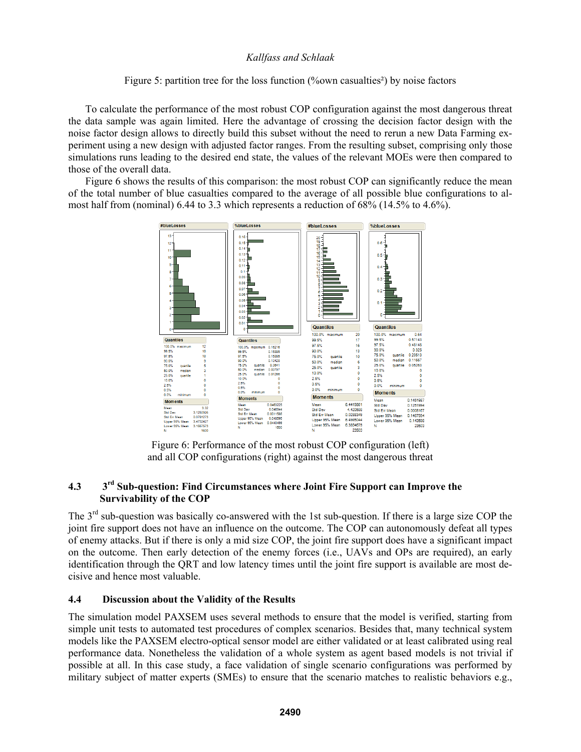Figure 5: partition tree for the loss function (%own casualties²) by noise factors

To calculate the performance of the most robust COP configuration against the most dangerous threat the data sample was again limited. Here the advantage of crossing the decision factor design with the noise factor design allows to directly build this subset without the need to rerun a new Data Farming experiment using a new design with adjusted factor ranges. From the resulting subset, comprising only those simulations runs leading to the desired end state, the values of the relevant MOEs were then compared to those of the overall data.

Figure 6 shows the results of this comparison: the most robust COP can significantly reduce the mean of the total number of blue casualties compared to the average of all possible blue configurations to almost half from (nominal) 6.44 to 3.3 which represents a reduction of 68% (14.5% to 4.6%).

Figure 6: Performance of the most robust COP configuration (left) and all COP configurations (right) against the most dangerous threat

## 4.3 3rd Sub-question: Find Circumstances where Joint Fire Support can Improve the Survivability of the COP

The 3rd sub-question was basically co-answered with the 1st sub-question. If there is a large size COP the joint fire support does not have an influence on the outcome. The COP can autonomously defeat all types of enemy attacks. But if there is only a mid size COP, the joint fire support does have a significant impact on the outcome. Then early detection of the enemy forces (i.e., UAVs and OPs are required), an early identification through the QRT and low latency times until the joint fire support is available are most decisive and hence most valuable.

## 4.4 Discussion about the Validity of the Results

The simulation model PAXSEM uses several methods to ensure that the model is verified, starting from simple unit tests to automated test procedures of complex scenarios. Besides that, many technical system models like the PAXSEM electro-optical sensor model are either validated or at least calibrated using real performance data. Nonetheless the validation of a whole system as agent based models is not trivial if possible at all. In this case study, a face validation of single scenario configurations was performed by military subject of matter experts (SMEs) to ensure that the scenario matches to realistic behaviors e.g.,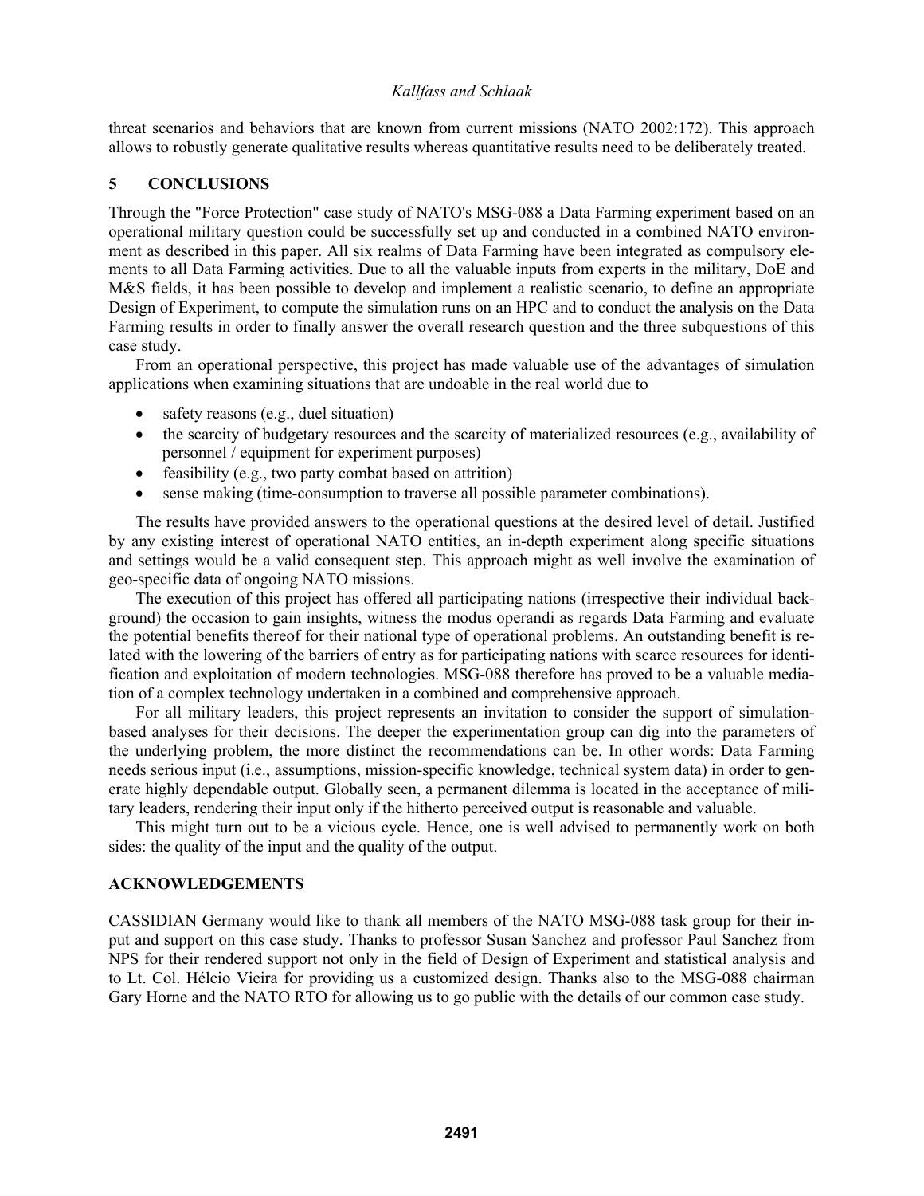threat scenarios and behaviors that are known from current missions (NATO 2002:172). This approach allows to robustly generate qualitative results whereas quantitative results need to be deliberately treated.

## 5 CONCLUSIONS

Through the "Force Protection" case study of NATO's MSG-088 a Data Farming experiment based on an operational military question could be successfully set up and conducted in a combined NATO environment as described in this paper. All six realms of Data Farming have been integrated as compulsory elements to all Data Farming activities. Due to all the valuable inputs from experts in the military, DoE and M&S fields, it has been possible to develop and implement a realistic scenario, to define an appropriate Design of Experiment, to compute the simulation runs on an HPC and to conduct the analysis on the Data Farming results in order to finally answer the overall research question and the three subquestions of this case study.

From an operational perspective, this project has made valuable use of the advantages of simulation applications when examining situations that are undoable in the real world due to

- safety reasons (e.g., duel situation)
- the scarcity of budgetary resources and the scarcity of materialized resources (e.g., availability of personnel / equipment for experiment purposes)
- feasibility (e.g., two party combat based on attrition)
- sense making (time-consumption to traverse all possible parameter combinations).

The results have provided answers to the operational questions at the desired level of detail. Justified by any existing interest of operational NATO entities, an in-depth experiment along specific situations and settings would be a valid consequent step. This approach might as well involve the examination of geo-specific data of ongoing NATO missions.

The execution of this project has offered all participating nations (irrespective their individual background) the occasion to gain insights, witness the modus operandi as regards Data Farming and evaluate the potential benefits thereof for their national type of operational problems. An outstanding benefit is related with the lowering of the barriers of entry as for participating nations with scarce resources for identification and exploitation of modern technologies. MSG-088 therefore has proved to be a valuable mediation of a complex technology undertaken in a combined and comprehensive approach.

For all military leaders, this project represents an invitation to consider the support of simulation-based analyses for their decisions. The deeper the experimentation group can dig into the parameters of the underlying problem, the more distinct the recommendations can be. In other words: Data Farming needs serious input (i.e., assumptions, mission-specific knowledge, technical system data) in order to generate highly dependable output. Globally seen, a permanent dilemma is located in the acceptance of military leaders, rendering their input only if the hitherto perceived output is reasonable and valuable.

This might turn out to be a vicious cycle. Hence, one is well advised to permanently work on both sides: the quality of the input and the quality of the output.

## ACKNOWLEDGEMENTS

CASSIDIAN Germany would like to thank all members of the NATO MSG-088 task group for their input and support on this case study. Thanks to professor Susan Sanchez and professor Paul Sanchez from NPS for their rendered support not only in the field of Design of Experiment and statistical analysis and to Lt. Col. Hélcio Vieira for providing us a customized design. Thanks also to the MSG-088 chairman Gary Horne and the NATO RTO for allowing us to go public with the details of our common case study.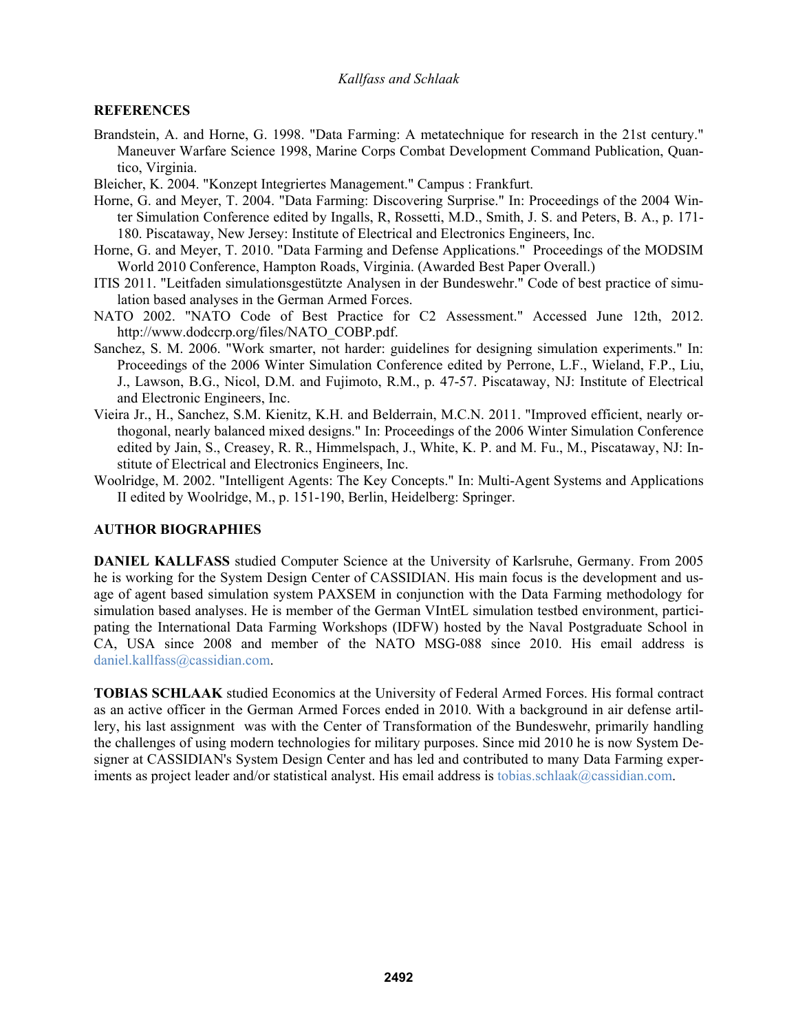## REFERENCES

Brandstein, A. and Horne, G. 1998. "Data Farming: A metatechnique for research in the 21st century." Maneuver Warfare Science 1998, Marine Corps Combat Development Command Publication, Quantico, Virginia.

Bleicher, K. 2004. "Konzept Integriertes Management." Campus : Frankfurt.

Horne, G. and Meyer, T. 2004. "Data Farming: Discovering Surprise." In: Proceedings of the 2004 Winter Simulation Conference edited by Ingalls, R, Rossetti, M.D., Smith, J. S. and Peters, B. A., p. 171-180. Piscataway, New Jersey: Institute of Electrical and Electronics Engineers, Inc.

Horne, G. and Meyer, T. 2010. "Data Farming and Defense Applications." Proceedings of the MODSIM World 2010 Conference, Hampton Roads, Virginia. (Awarded Best Paper Overall.)

ITIS 2011. "Leitfaden simulationsgestützte Analysen in der Bundeswehr." Code of best practice of simulation based analyses in the German Armed Forces.

NATO 2002. "NATO Code of Best Practice for C2 Assessment." Accessed June 12th, 2012. http://www.dodccrp.org/files/NATO_COBP.pdf.

Sanchez, S. M. 2006. "Work smarter, not harder: guidelines for designing simulation experiments." In: Proceedings of the 2006 Winter Simulation Conference edited by Perrone, L.F., Wieland, F.P., Liu, J., Lawson, B.G., Nicol, D.M. and Fujimoto, R.M., p. 47-57. Piscataway, NJ: Institute of Electrical and Electronic Engineers, Inc.

Vieira Jr., H., Sanchez, S.M. Kienitz, K.H. and Belderrain, M.C.N. 2011. "Improved efficient, nearly orthogonal, nearly balanced mixed designs." In: Proceedings of the 2006 Winter Simulation Conference edited by Jain, S., Creasey, R. R., Himmelspach, J., White, K. P. and M. Fu., M., Piscataway, NJ: Institute of Electrical and Electronics Engineers, Inc.

Woolridge, M. 2002. "Intelligent Agents: The Key Concepts." In: Multi-Agent Systems and Applications II edited by Woolridge, M., p. 151-190, Berlin, Heidelberg: Springer.

## AUTHOR BIOGRAPHIES

**DANIEL KALLFASS** studied Computer Science at the University of Karlsruhe, Germany. From 2005 he is working for the System Design Center of CASSIDIAN. His main focus is the development and usage of agent based simulation system PAXSEM in conjunction with the Data Farming methodology for simulation based analyses. He is member of the German VIntEL simulation testbed environment, participating the International Data Farming Workshops (IDFW) hosted by the Naval Postgraduate School in CA, USA since 2008 and member of the NATO MSG-088 since 2010. His email address is daniel.kallfass@cassidian.com.

**TOBIAS SCHLAAK** studied Economics at the University of Federal Armed Forces. His formal contract as an active officer in the German Armed Forces ended in 2010. With a background in air defense artillery, his last assignment was with the Center of Transformation of the Bundeswehr, primarily handling the challenges of using modern technologies for military purposes. Since mid 2010 he is now System Designer at CASSIDIAN's System Design Center and has led and contributed to many Data Farming experiments as project leader and/or statistical analyst. His email address is tobias.schlaak@cassidian.com.